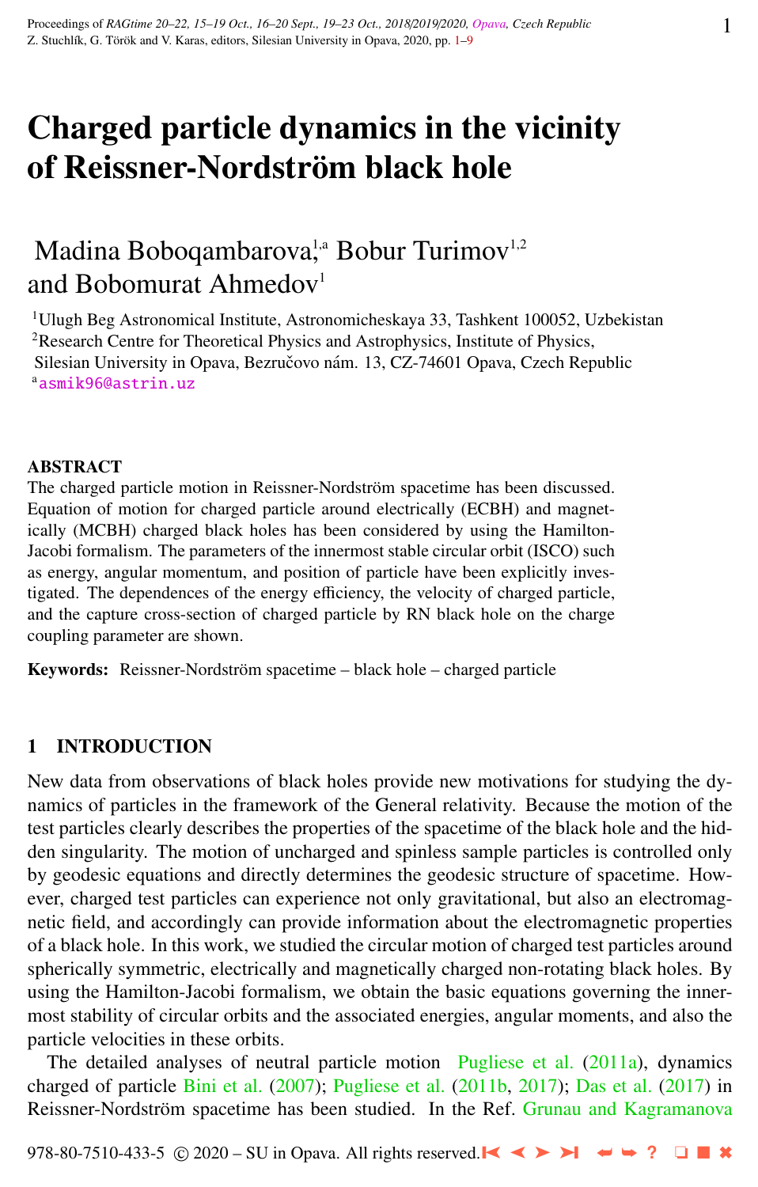# Charged particle dynamics in the vicinity of Reissner-Nordström black hole

Madina Boboqambarova,[1,a] Bobur Turimov[1,2] and Bobomurat Ahmedov[1]

[1]Ulugh Beg Astronomical Institute, Astronomicheskaya 33, Tashkent 100052, Uzbekistan
[2]Research Centre for Theoretical Physics and Astrophysics, Institute of Physics, Silesian University in Opava, Bezručovo nám. 13, CZ-74601 Opava, Czech Republic
[a]asmik96@astrin.uz

## ABSTRACT

The charged particle motion in Reissner-Nordström spacetime has been discussed. Equation of motion for charged particle around electrically (ECBH) and magnetically (MCBH) charged black holes has been considered by using the Hamilton-Jacobi formalism. The parameters of the innermost stable circular orbit (ISCO) such as energy, angular momentum, and position of particle have been explicitly investigated. The dependences of the energy efficiency, the velocity of charged particle, and the capture cross-section of charged particle by RN black hole on the charge coupling parameter are shown.

**Keywords:** Reissner-Nordström spacetime – black hole – charged particle

## 1 INTRODUCTION

New data from observations of black holes provide new motivations for studying the dynamics of particles in the framework of the General relativity. Because the motion of the test particles clearly describes the properties of the spacetime of the black hole and the hidden singularity. The motion of uncharged and spinless sample particles is controlled only by geodesic equations and directly determines the geodesic structure of spacetime. However, charged test particles can experience not only gravitational, but also an electromagnetic field, and accordingly can provide information about the electromagnetic properties of a black hole. In this work, we studied the circular motion of charged test particles around spherically symmetric, electrically and magnetically charged non-rotating black holes. By using the Hamilton-Jacobi formalism, we obtain the basic equations governing the innermost stability of circular orbits and the associated energies, angular moments, and also the particle velocities in these orbits.

The detailed analyses of neutral particle motion Pugliese et al. (2011a), dynamics charged of particle Bini et al. (2007); Pugliese et al. (2011b, 2017); Das et al. (2017) in Reissner-Nordström spacetime has been studied. In the Ref. Grunau and Kagramanova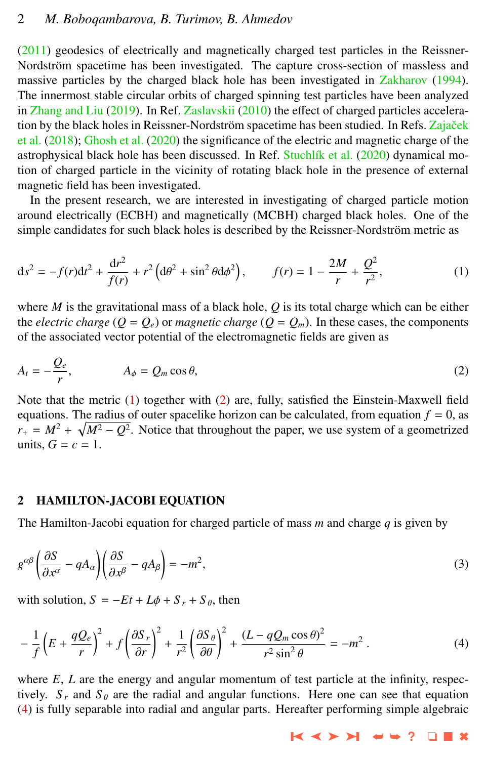(2011) geodesics of electrically and magnetically charged test particles in the Reissner-Nordström spacetime has been investigated. The capture cross-section of massless and massive particles by the charged black hole has been investigated in Zakharov (1994). The innermost stable circular orbits of charged spinning test particles have been analyzed in Zhang and Liu (2019). In Ref. Zaslavskii (2010) the effect of charged particles acceleration by the black holes in Reissner-Nordström spacetime has been studied. In Refs. Zajaček et al. (2018); Ghosh et al. (2020) the significance of the electric and magnetic charge of the astrophysical black hole has been discussed. In Ref. Stuchlík et al. (2020) dynamical motion of charged particle in the vicinity of rotating black hole in the presence of external magnetic field has been investigated.

In the present research, we are interested in investigating of charged particle motion around electrically (ECBH) and magnetically (MCBH) charged black holes. One of the simple candidates for such black holes is described by the Reissner-Nordström metric as

$$ds^2 = -f(r)dt^2 + \frac{dr^2}{f(r)} + r^2\left(d\theta^2 + \sin^2\theta d\phi^2\right), \qquad f(r) = 1 - \frac{2M}{r} + \frac{Q^2}{r^2}, \tag{1}$$

where $M$ is the gravitational mass of a black hole, $Q$ is its total charge which can be either the *electric charge* ($Q = Q_e$) or *magnetic charge* ($Q = Q_m$). In these cases, the components of the associated vector potential of the electromagnetic fields are given as

$$A_t = -\frac{Q_e}{r}, \qquad A_\phi = Q_m \cos\theta, \tag{2}$$

Note that the metric (1) together with (2) are, fully, satisfied the Einstein-Maxwell field equations. The radius of outer spacelike horizon can be calculated, from equation $f = 0$, as $r_+ = M^2 + \sqrt{M^2 - Q^2}$. Notice that throughout the paper, we use system of a geometrized units, $G = c = 1$.

## 2 HAMILTON-JACOBI EQUATION

The Hamilton-Jacobi equation for charged particle of mass $m$ and charge $q$ is given by

$$g^{\alpha\beta}\left(\frac{\partial S}{\partial x^\alpha} - qA_\alpha\right)\left(\frac{\partial S}{\partial x^\beta} - qA_\beta\right) = -m^2, \tag{3}$$

with solution, $S = -Et + L\phi + S_r + S_\theta$, then

$$-\frac{1}{f}\left(E + \frac{qQ_e}{r}\right)^2 + f\left(\frac{\partial S_r}{\partial r}\right)^2 + \frac{1}{r^2}\left(\frac{\partial S_\theta}{\partial \theta}\right)^2 + \frac{(L - qQ_m\cos\theta)^2}{r^2\sin^2\theta} = -m^2\,. \tag{4}$$

where $E$, $L$ are the energy and angular momentum of test particle at the infinity, respectively. $S_r$ and $S_\theta$ are the radial and angular functions. Here one can see that equation (4) is fully separable into radial and angular parts. Hereafter performing simple algebraic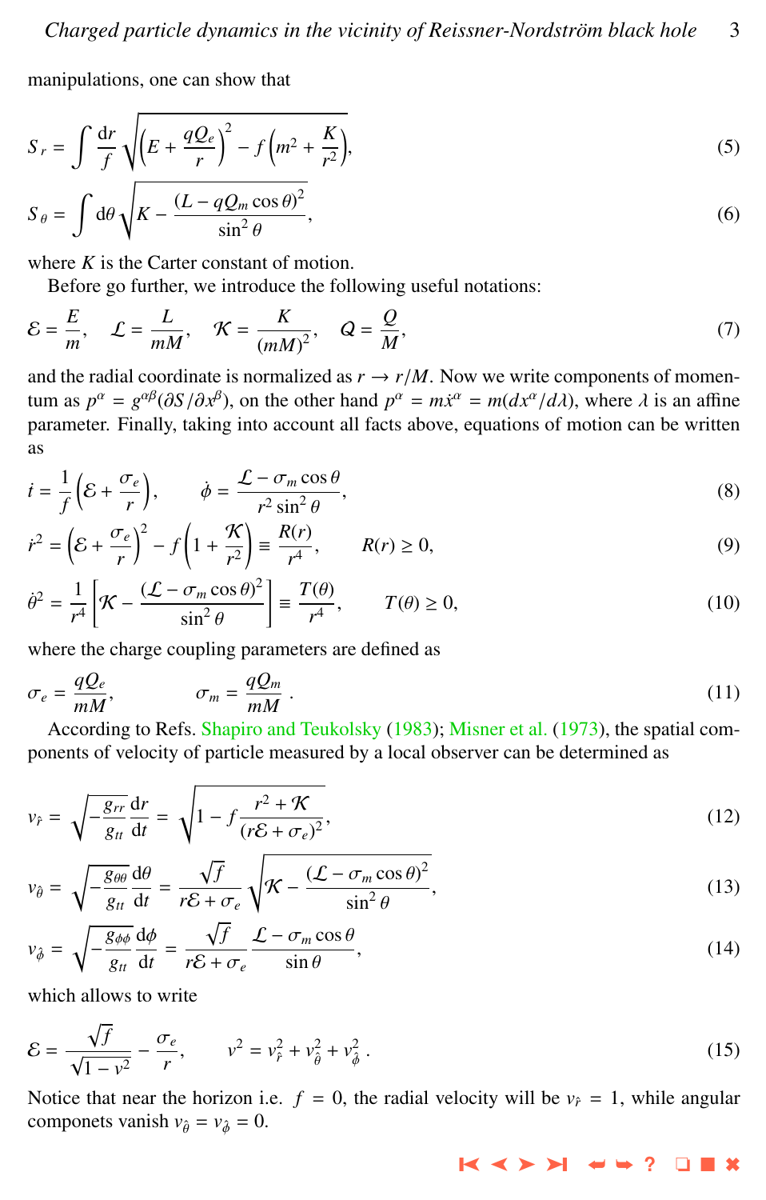manipulations, one can show that

$$S_r = \int \frac{\mathrm{d}r}{f} \sqrt{\left(E + \frac{qQ_e}{r}\right)^2 - f\left(m^2 + \frac{K}{r^2}\right)}, \tag{5}$$

$$S_\theta = \int \mathrm{d}\theta \sqrt{K - \frac{(L - qQ_m \cos\theta)^2}{\sin^2\theta}}, \tag{6}$$

where $K$ is the Carter constant of motion.

Before go further, we introduce the following useful notations:

$$\mathcal{E} = \frac{E}{m}, \quad \mathcal{L} = \frac{L}{mM}, \quad \mathcal{K} = \frac{K}{(mM)^2}, \quad \mathcal{Q} = \frac{Q}{M}, \tag{7}$$

and the radial coordinate is normalized as $r \to r/M$. Now we write components of momentum as $p^\alpha = g^{\alpha\beta}(\partial S/\partial x^\beta)$, on the other hand $p^\alpha = m\dot{x}^\alpha = m(dx^\alpha/d\lambda)$, where $\lambda$ is an affine parameter. Finally, taking into account all facts above, equations of motion can be written as

$$\dot{t} = \frac{1}{f}\left(\mathcal{E} + \frac{\sigma_e}{r}\right), \qquad \dot{\phi} = \frac{\mathcal{L} - \sigma_m \cos\theta}{r^2 \sin^2\theta}, \tag{8}$$

$$\dot{r}^2 = \left(\mathcal{E} + \frac{\sigma_e}{r}\right)^2 - f\left(1 + \frac{\mathcal{K}}{r^2}\right) \equiv \frac{R(r)}{r^4}, \qquad R(r) \geq 0, \tag{9}$$

$$\dot{\theta}^2 = \frac{1}{r^4}\left[\mathcal{K} - \frac{(\mathcal{L} - \sigma_m \cos\theta)^2}{\sin^2\theta}\right] \equiv \frac{T(\theta)}{r^4}, \qquad T(\theta) \geq 0, \tag{10}$$

where the charge coupling parameters are defined as

$$\sigma_e = \frac{qQ_e}{mM}, \qquad \sigma_m = \frac{qQ_m}{mM}. \tag{11}$$

According to Refs. Shapiro and Teukolsky (1983); Misner et al. (1973), the spatial components of velocity of particle measured by a local observer can be determined as

$$v_{\hat{r}} = \sqrt{-\frac{g_{rr}}{g_{tt}}}\frac{\mathrm{d}r}{\mathrm{d}t} = \sqrt{1 - f\frac{r^2 + \mathcal{K}}{(r\mathcal{E} + \sigma_e)^2}}, \tag{12}$$

$$v_{\hat{\theta}} = \sqrt{-\frac{g_{\theta\theta}}{g_{tt}}}\frac{\mathrm{d}\theta}{\mathrm{d}t} = \frac{\sqrt{f}}{r\mathcal{E} + \sigma_e}\sqrt{\mathcal{K} - \frac{(\mathcal{L} - \sigma_m \cos\theta)^2}{\sin^2\theta}}, \tag{13}$$

$$v_{\hat{\phi}} = \sqrt{-\frac{g_{\phi\phi}}{g_{tt}}}\frac{\mathrm{d}\phi}{\mathrm{d}t} = \frac{\sqrt{f}}{r\mathcal{E} + \sigma_e}\frac{\mathcal{L} - \sigma_m \cos\theta}{\sin\theta}, \tag{14}$$

which allows to write

$$\mathcal{E} = \frac{\sqrt{f}}{\sqrt{1 - v^2}} - \frac{\sigma_e}{r}, \qquad v^2 = v_{\hat{r}}^2 + v_{\hat{\theta}}^2 + v_{\hat{\phi}}^2. \tag{15}$$

Notice that near the horizon i.e. $f = 0$, the radial velocity will be $v_{\hat{r}} = 1$, while angular componets vanish $v_{\hat{\theta}} = v_{\hat{\phi}} = 0$.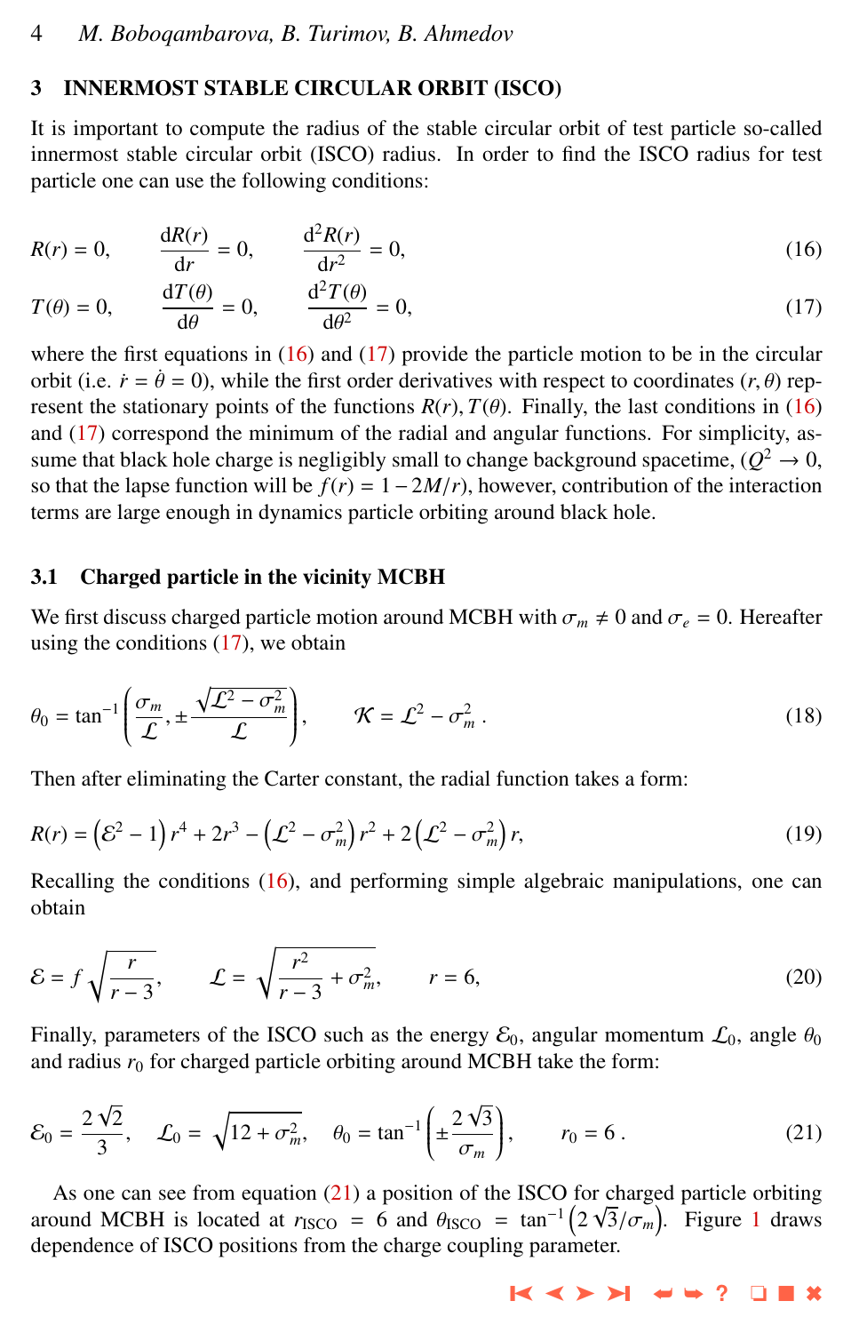## 3 INNERMOST STABLE CIRCULAR ORBIT (ISCO)

It is important to compute the radius of the stable circular orbit of test particle so-called innermost stable circular orbit (ISCO) radius. In order to find the ISCO radius for test particle one can use the following conditions:

$$R(r) = 0, \qquad \frac{\mathrm{d}R(r)}{\mathrm{d}r} = 0, \qquad \frac{\mathrm{d}^2 R(r)}{\mathrm{d}r^2} = 0, \tag{16}$$

$$T(\theta) = 0, \qquad \frac{\mathrm{d}T(\theta)}{\mathrm{d}\theta} = 0, \qquad \frac{\mathrm{d}^2 T(\theta)}{\mathrm{d}\theta^2} = 0, \tag{17}$$

where the first equations in (16) and (17) provide the particle motion to be in the circular orbit (i.e. $\dot{r} = \dot{\theta} = 0$), while the first order derivatives with respect to coordinates $(r, \theta)$ represent the stationary points of the functions $R(r), T(\theta)$. Finally, the last conditions in (16) and (17) correspond the minimum of the radial and angular functions. For simplicity, assume that black hole charge is negligibly small to change background spacetime, ($Q^2 \to 0$, so that the lapse function will be $f(r) = 1 - 2M/r$), however, contribution of the interaction terms are large enough in dynamics particle orbiting around black hole.

### 3.1 Charged particle in the vicinity MCBH

We first discuss charged particle motion around MCBH with $\sigma_m \neq 0$ and $\sigma_e = 0$. Hereafter using the conditions (17), we obtain

$$\theta_0 = \tan^{-1}\left(\frac{\sigma_m}{\mathcal{L}}, \pm\frac{\sqrt{\mathcal{L}^2 - \sigma_m^2}}{\mathcal{L}}\right), \qquad \mathcal{K} = \mathcal{L}^2 - \sigma_m^2 \, . \tag{18}$$

Then after eliminating the Carter constant, the radial function takes a form:

$$R(r) = \left(\mathcal{E}^2 - 1\right) r^4 + 2r^3 - \left(\mathcal{L}^2 - \sigma_m^2\right) r^2 + 2\left(\mathcal{L}^2 - \sigma_m^2\right) r, \tag{19}$$

Recalling the conditions (16), and performing simple algebraic manipulations, one can obtain

$$\mathcal{E} = f\sqrt{\frac{r}{r-3}}, \qquad \mathcal{L} = \sqrt{\frac{r^2}{r-3} + \sigma_m^2}, \qquad r = 6, \tag{20}$$

Finally, parameters of the ISCO such as the energy $\mathcal{E}_0$, angular momentum $\mathcal{L}_0$, angle $\theta_0$ and radius $r_0$ for charged particle orbiting around MCBH take the form:

$$\mathcal{E}_0 = \frac{2\sqrt{2}}{3}, \quad \mathcal{L}_0 = \sqrt{12 + \sigma_m^2}, \quad \theta_0 = \tan^{-1}\left(\pm\frac{2\sqrt{3}}{\sigma_m}\right), \qquad r_0 = 6 \, . \tag{21}$$

As one can see from equation (21) a position of the ISCO for charged particle orbiting around MCBH is located at $r_{\mathrm{ISCO}} = 6$ and $\theta_{\mathrm{ISCO}} = \tan^{-1}\left(2\sqrt{3}/\sigma_m\right)$. Figure 1 draws dependence of ISCO positions from the charge coupling parameter.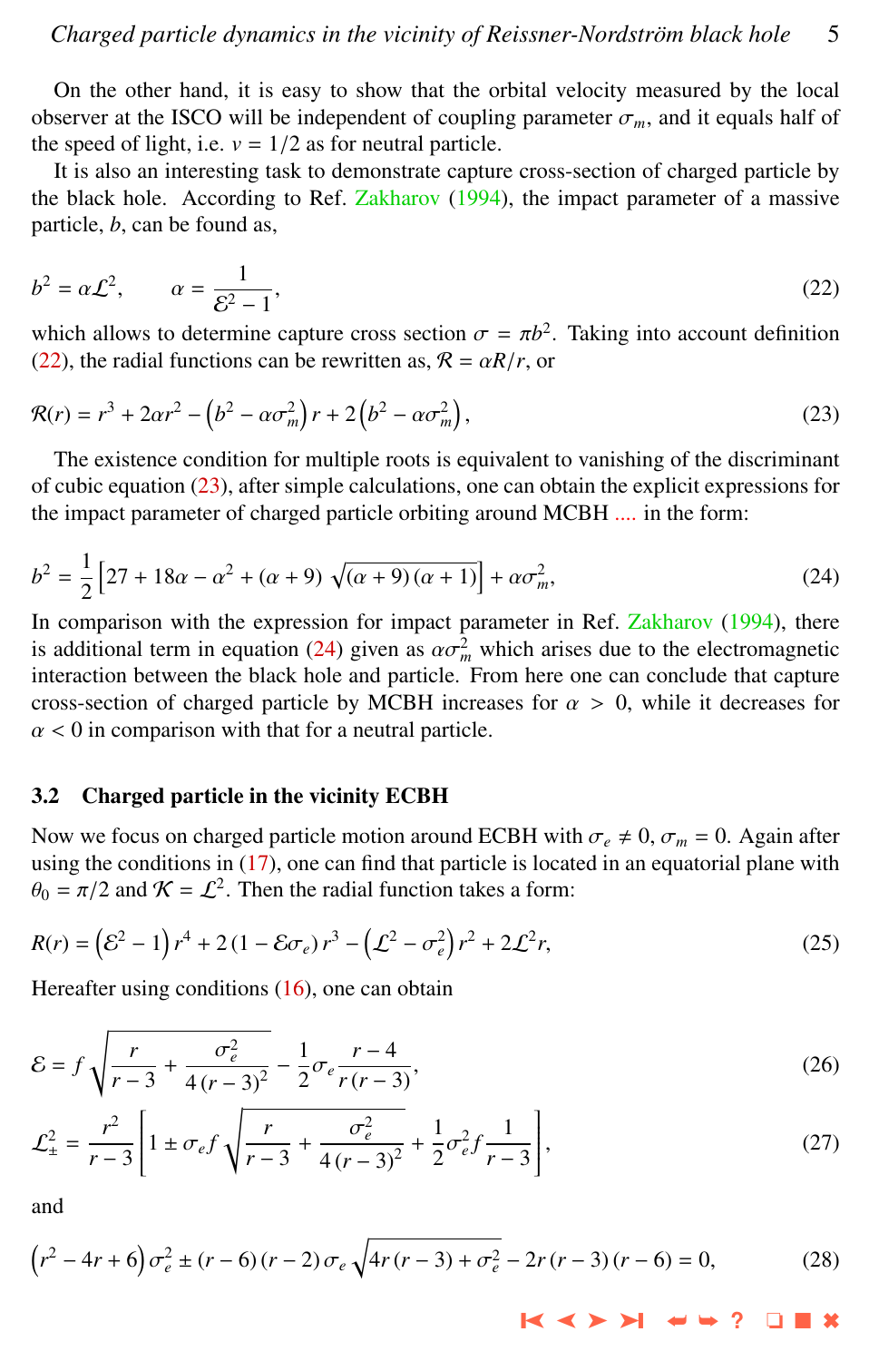On the other hand, it is easy to show that the orbital velocity measured by the local observer at the ISCO will be independent of coupling parameter $\sigma_m$, and it equals half of the speed of light, i.e. $v = 1/2$ as for neutral particle.

It is also an interesting task to demonstrate capture cross-section of charged particle by the black hole. According to Ref. Zakharov (1994), the impact parameter of a massive particle, $b$, can be found as,

$$b^2 = \alpha \mathcal{L}^2, \qquad \alpha = \frac{1}{\mathcal{E}^2 - 1}, \tag{22}$$

which allows to determine capture cross section $\sigma = \pi b^2$. Taking into account definition (22), the radial functions can be rewritten as, $\mathcal{R} = \alpha R/r$, or

$$\mathcal{R}(r) = r^3 + 2\alpha r^2 - \left(b^2 - \alpha\sigma_m^2\right) r + 2\left(b^2 - \alpha\sigma_m^2\right), \tag{23}$$

The existence condition for multiple roots is equivalent to vanishing of the discriminant of cubic equation (23), after simple calculations, one can obtain the explicit expressions for the impact parameter of charged particle orbiting around MCBH .... in the form:

$$b^2 = \frac{1}{2}\left[27 + 18\alpha - \alpha^2 + (\alpha + 9)\sqrt{(\alpha + 9)(\alpha + 1)}\right] + \alpha\sigma_m^2, \tag{24}$$

In comparison with the expression for impact parameter in Ref. Zakharov (1994), there is additional term in equation (24) given as $\alpha\sigma_m^2$ which arises due to the electromagnetic interaction between the black hole and particle. From here one can conclude that capture cross-section of charged particle by MCBH increases for $\alpha > 0$, while it decreases for $\alpha < 0$ in comparison with that for a neutral particle.

### 3.2 Charged particle in the vicinity ECBH

Now we focus on charged particle motion around ECBH with $\sigma_e \neq 0$, $\sigma_m = 0$. Again after using the conditions in (17), one can find that particle is located in an equatorial plane with $\theta_0 = \pi/2$ and $\mathcal{K} = \mathcal{L}^2$. Then the radial function takes a form:

$$R(r) = \left(\mathcal{E}^2 - 1\right) r^4 + 2\left(1 - \mathcal{E}\sigma_e\right) r^3 - \left(\mathcal{L}^2 - \sigma_e^2\right) r^2 + 2\mathcal{L}^2 r, \tag{25}$$

Hereafter using conditions (16), one can obtain

$$\mathcal{E} = f\sqrt{\frac{r}{r-3} + \frac{\sigma_e^2}{4(r-3)^2}} - \frac{1}{2}\sigma_e \frac{r-4}{r(r-3)}, \tag{26}$$

$$\mathcal{L}_\pm^2 = \frac{r^2}{r-3}\left[1 \pm \sigma_e f\sqrt{\frac{r}{r-3} + \frac{\sigma_e^2}{4(r-3)^2}} + \frac{1}{2}\sigma_e^2 f \frac{1}{r-3}\right], \tag{27}$$

and

$$\left(r^2 - 4r + 6\right)\sigma_e^2 \pm (r-6)(r-2)\sigma_e\sqrt{4r(r-3) + \sigma_e^2} - 2r(r-3)(r-6) = 0, \tag{28}$$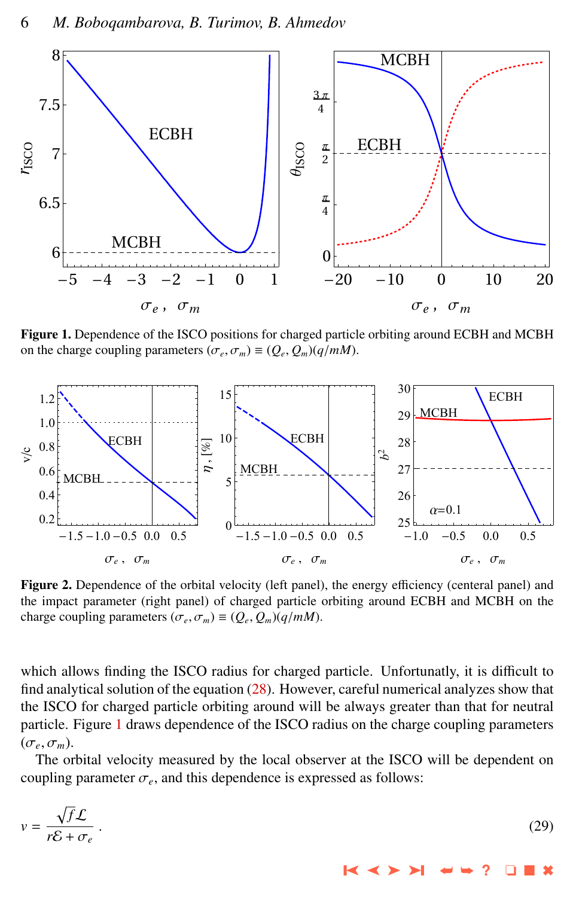**Figure 1.** Dependence of the ISCO positions for charged particle orbiting around ECBH and MCBH on the charge coupling parameters $(\sigma_e, \sigma_m) \equiv (Q_e, Q_m)(q/mM)$.

**Figure 2.** Dependence of the orbital velocity (left panel), the energy efficiency (centeral panel) and the impact parameter (right panel) of charged particle orbiting around ECBH and MCBH on the charge coupling parameters $(\sigma_e, \sigma_m) \equiv (Q_e, Q_m)(q/mM)$.

which allows finding the ISCO radius for charged particle. Unfortunately, it is difficult to find analytical solution of the equation (28). However, careful numerical analyzes show that the ISCO for charged particle orbiting around will be always greater than that for neutral particle. Figure 1 draws dependence of the ISCO radius on the charge coupling parameters $(\sigma_e, \sigma_m)$.

The orbital velocity measured by the local observer at the ISCO will be dependent on coupling parameter $\sigma_e$, and this dependence is expressed as follows:

$$v = \frac{\sqrt{f}\mathcal{L}}{r\mathcal{E} + \sigma_e} \,. \tag{29}$$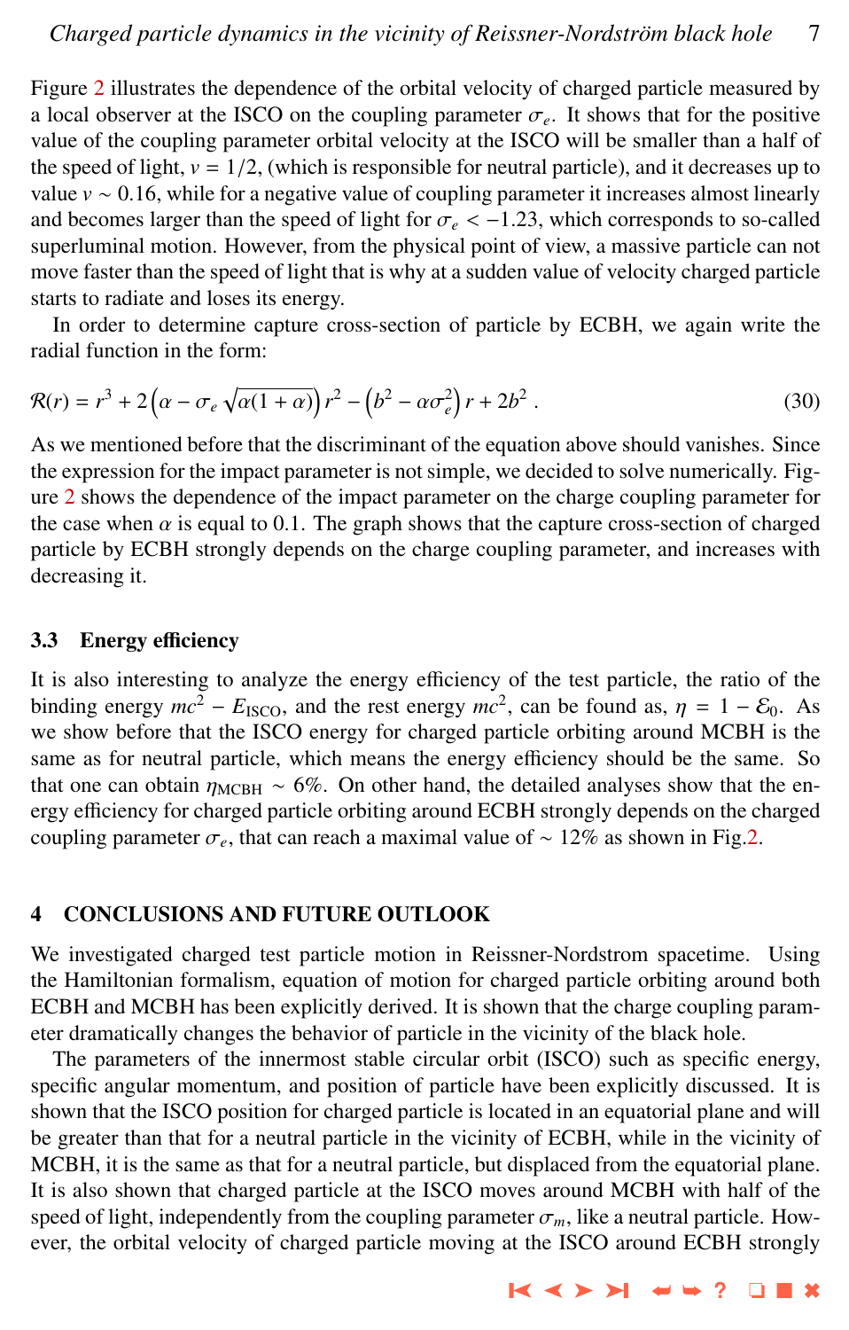Figure 2 illustrates the dependence of the orbital velocity of charged particle measured by a local observer at the ISCO on the coupling parameter $\sigma_e$. It shows that for the positive value of the coupling parameter orbital velocity at the ISCO will be smaller than a half of the speed of light, $v = 1/2$, (which is responsible for neutral particle), and it decreases up to value $v \sim 0.16$, while for a negative value of coupling parameter it increases almost linearly and becomes larger than the speed of light for $\sigma_e < -1.23$, which corresponds to so-called superluminal motion. However, from the physical point of view, a massive particle can not move faster than the speed of light that is why at a sudden value of velocity charged particle starts to radiate and loses its energy.

In order to determine capture cross-section of particle by ECBH, we again write the radial function in the form:

$$\mathcal{R}(r) = r^3 + 2\left(\alpha - \sigma_e \sqrt{\alpha(1+\alpha)}\right) r^2 - \left(b^2 - \alpha\sigma_e^2\right) r + 2b^2 \ . \tag{30}$$

As we mentioned before that the discriminant of the equation above should vanishes. Since the expression for the impact parameter is not simple, we decided to solve numerically. Figure 2 shows the dependence of the impact parameter on the charge coupling parameter for the case when $\alpha$ is equal to 0.1. The graph shows that the capture cross-section of charged particle by ECBH strongly depends on the charge coupling parameter, and increases with decreasing it.

### 3.3 Energy efficiency

It is also interesting to analyze the energy efficiency of the test particle, the ratio of the binding energy $mc^2 - E_{\rm ISCO}$, and the rest energy $mc^2$, can be found as, $\eta = 1 - \mathcal{E}_0$. As we show before that the ISCO energy for charged particle orbiting around MCBH is the same as for neutral particle, which means the energy efficiency should be the same. So that one can obtain $\eta_{\rm MCBH} \sim 6\%$. On other hand, the detailed analyses show that the energy efficiency for charged particle orbiting around ECBH strongly depends on the charged coupling parameter $\sigma_e$, that can reach a maximal value of $\sim 12\%$ as shown in Fig.2.

## 4 CONCLUSIONS AND FUTURE OUTLOOK

We investigated charged test particle motion in Reissner-Nordstrom spacetime. Using the Hamiltonian formalism, equation of motion for charged particle orbiting around both ECBH and MCBH has been explicitly derived. It is shown that the charge coupling parameter dramatically changes the behavior of particle in the vicinity of the black hole.

The parameters of the innermost stable circular orbit (ISCO) such as specific energy, specific angular momentum, and position of particle have been explicitly discussed. It is shown that the ISCO position for charged particle is located in an equatorial plane and will be greater than that for a neutral particle in the vicinity of ECBH, while in the vicinity of MCBH, it is the same as that for a neutral particle, but displaced from the equatorial plane. It is also shown that charged particle at the ISCO moves around MCBH with half of the speed of light, independently from the coupling parameter $\sigma_m$, like a neutral particle. However, the orbital velocity of charged particle moving at the ISCO around ECBH strongly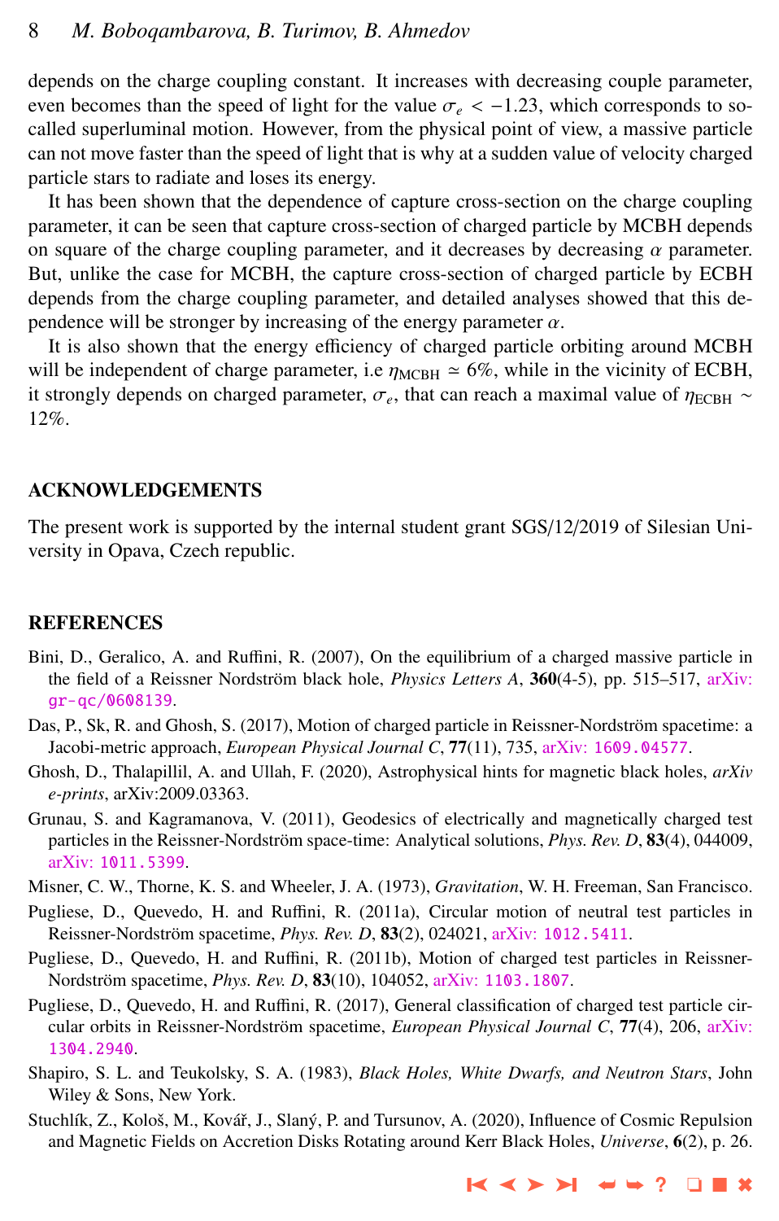depends on the charge coupling constant. It increases with decreasing couple parameter, even becomes than the speed of light for the value $\sigma_e < -1.23$, which corresponds to so-called superluminal motion. However, from the physical point of view, a massive particle can not move faster than the speed of light that is why at a sudden value of velocity charged particle stars to radiate and loses its energy.

It has been shown that the dependence of capture cross-section on the charge coupling parameter, it can be seen that capture cross-section of charged particle by MCBH depends on square of the charge coupling parameter, and it decreases by decreasing $\alpha$ parameter. But, unlike the case for MCBH, the capture cross-section of charged particle by ECBH depends from the charge coupling parameter, and detailed analyses showed that this dependence will be stronger by increasing of the energy parameter $\alpha$.

It is also shown that the energy efficiency of charged particle orbiting around MCBH will be independent of charge parameter, i.e $\eta_{\text{MCBH}} \simeq 6\%$, while in the vicinity of ECBH, it strongly depends on charged parameter, $\sigma_e$, that can reach a maximal value of $\eta_{\text{ECBH}} \sim 12\%$.

## ACKNOWLEDGEMENTS

The present work is supported by the internal student grant SGS/12/2019 of Silesian University in Opava, Czech republic.

## REFERENCES

Bini, D., Geralico, A. and Ruffini, R. (2007), On the equilibrium of a charged massive particle in the field of a Reissner Nordström black hole, *Physics Letters A*, **360**(4-5), pp. 515–517, arXiv: gr-qc/0608139.

Das, P., Sk, R. and Ghosh, S. (2017), Motion of charged particle in Reissner-Nordström spacetime: a Jacobi-metric approach, *European Physical Journal C*, **77**(11), 735, arXiv: 1609.04577.

Ghosh, D., Thalapillil, A. and Ullah, F. (2020), Astrophysical hints for magnetic black holes, *arXiv e-prints*, arXiv:2009.03363.

Grunau, S. and Kagramanova, V. (2011), Geodesics of electrically and magnetically charged test particles in the Reissner-Nordström space-time: Analytical solutions, *Phys. Rev. D*, **83**(4), 044009, arXiv: 1011.5399.

Misner, C. W., Thorne, K. S. and Wheeler, J. A. (1973), *Gravitation*, W. H. Freeman, San Francisco.

Pugliese, D., Quevedo, H. and Ruffini, R. (2011a), Circular motion of neutral test particles in Reissner-Nordström spacetime, *Phys. Rev. D*, **83**(2), 024021, arXiv: 1012.5411.

Pugliese, D., Quevedo, H. and Ruffini, R. (2011b), Motion of charged test particles in Reissner-Nordström spacetime, *Phys. Rev. D*, **83**(10), 104052, arXiv: 1103.1807.

Pugliese, D., Quevedo, H. and Ruffini, R. (2017), General classification of charged test particle circular orbits in Reissner-Nordström spacetime, *European Physical Journal C*, **77**(4), 206, arXiv: 1304.2940.

Shapiro, S. L. and Teukolsky, S. A. (1983), *Black Holes, White Dwarfs, and Neutron Stars*, John Wiley & Sons, New York.

Stuchlík, Z., Kološ, M., Kovář, J., Slaný, P. and Tursunov, A. (2020), Influence of Cosmic Repulsion and Magnetic Fields on Accretion Disks Rotating around Kerr Black Holes, *Universe*, **6**(2), p. 26.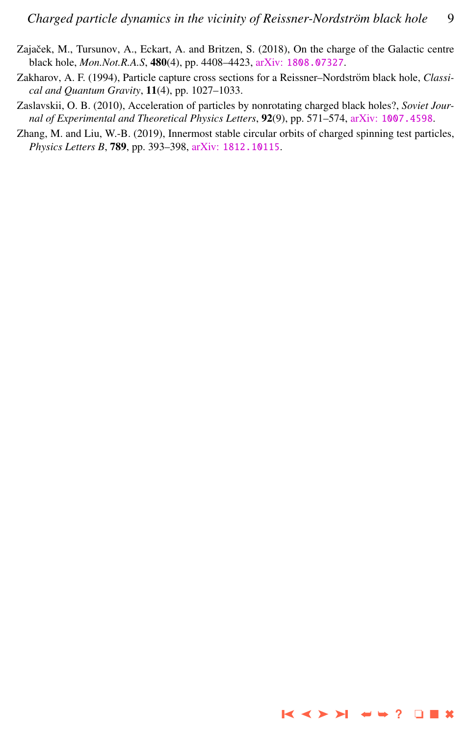Zajaček, M., Tursunov, A., Eckart, A. and Britzen, S. (2018), On the charge of the Galactic centre black hole, *Mon.Not.R.A.S*, **480**(4), pp. 4408–4423, arXiv: 1808.07327.

Zakharov, A. F. (1994), Particle capture cross sections for a Reissner–Nordström black hole, *Classical and Quantum Gravity*, **11**(4), pp. 1027–1033.

Zaslavskii, O. B. (2010), Acceleration of particles by nonrotating charged black holes?, *Soviet Journal of Experimental and Theoretical Physics Letters*, **92**(9), pp. 571–574, arXiv: 1007.4598.

Zhang, M. and Liu, W.-B. (2019), Innermost stable circular orbits of charged spinning test particles, *Physics Letters B*, **789**, pp. 393–398, arXiv: 1812.10115.